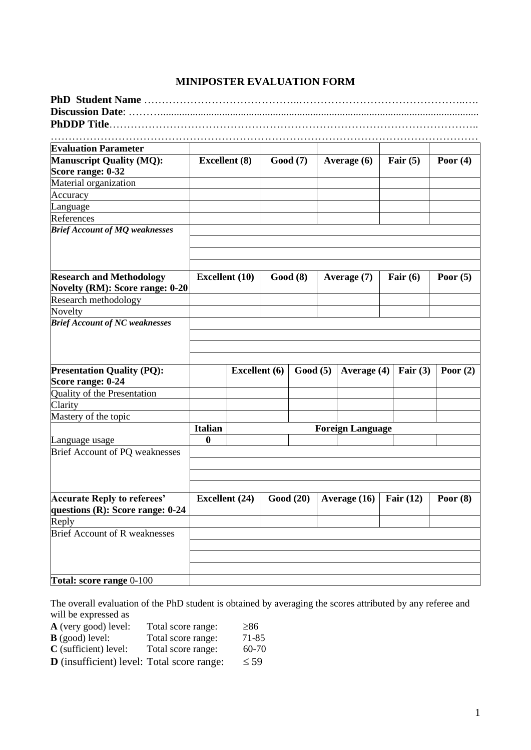## MINIPOSTER EVALUATION FORM

**PhD Student Name** ……………………………………..……………………………………..….

**Discussion Date**: ………......................................................................................................................

**PhDDP Title**……………………………………………………………………………………..

……………………………………………………………………………………………………….

| Evaluation Parameter | | | | | |
|---|---|---|---|---|---|
| **Manuscript Quality (MQ): Score range: 0-32** | **Excellent (8)** | **Good (7)** | **Average (6)** | **Fair (5)** | **Poor (4)** |
| Material organization | | | | | |
| Accuracy | | | | | |
| Language | | | | | |
| References | | | | | |
| ***Brief Account of MQ weaknesses*** | | | | | |
| | | | | | |
| | | | | | |
| | | | | | |
| **Research and Methodology Novelty (RM): Score range: 0-20** | **Excellent (10)** | **Good (8)** | **Average (7)** | **Fair (6)** | **Poor (5)** |
| Research methodology | | | | | |
| Novelty | | | | | |
| ***Brief Account of NC weaknesses*** | | | | | |
| | | | | | |
| | | | | | |
| | | | | | |

| | | | | | | |
|---|---|---|---|---|---|---|
| **Presentation Quality (PQ): Score range: 0-24** | | **Excellent (6)** | **Good (5)** | **Average (4)** | **Fair (3)** | **Poor (2)** |
| Quality of the Presentation | | | | | | |
| Clarity | | | | | | |
| Mastery of the topic | | | | | | |
| | **Italian** | **Foreign Language** | | | | |
| Language usage | **0** | | | | | |
| Brief Account of PQ weaknesses | | | | | | |
| | | | | | | |
| | | | | | | |
| | | | | | | |

| | | | | | |
|---|---|---|---|---|---|
| **Accurate Reply to referees' questions (R): Score range: 0-24** | **Excellent (24)** | **Good (20)** | **Average (16)** | **Fair (12)** | **Poor (8)** |
| Reply | | | | | |
| Brief Account of R weaknesses | | | | | |
| | | | | | |
| | | | | | |
| | | | | | |
| **Total: score range** 0-100 | | | | | |

The overall evaluation of the PhD student is obtained by averaging the scores attributed by any referee and will be expressed as

| | | |
|---|---|---|
| **A** (very good) level: | Total score range: | ≥86 |
| **B** (good) level: | Total score range: | 71-85 |
| **C** (sufficient) level: | Total score range: | 60-70 |
| **D** (insufficient) level: | Total score range: | ≤ 59 |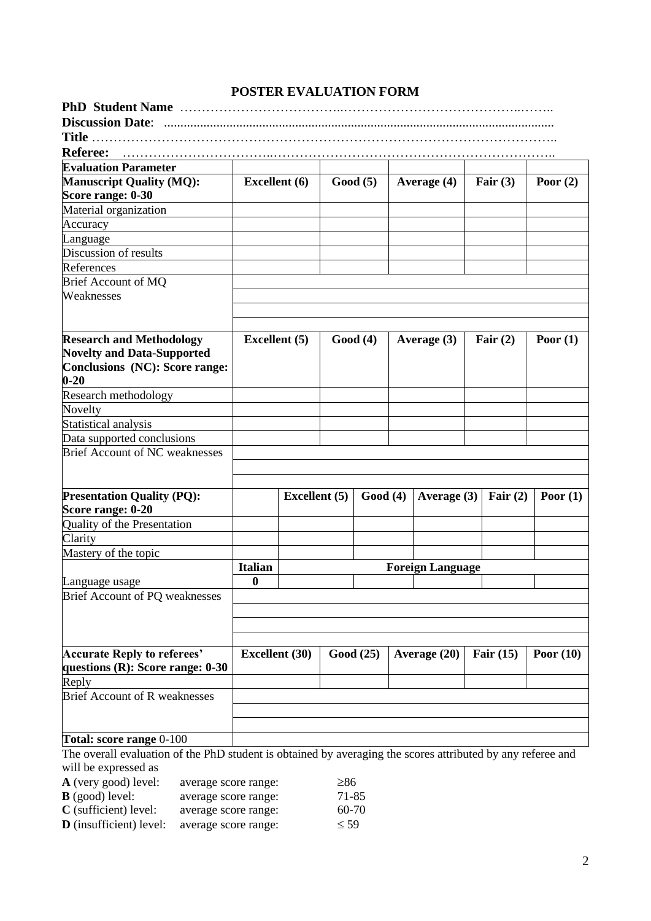# POSTER EVALUATION FORM

**PhD Student Name** ………………………………..…………………………………..……..

**Discussion Date**: ......................................................................................................................

**Title** ……………………………………………………………………………………………..

**Referee:** ……………………………..…………………………………………………………..

| **Evaluation Parameter** | | | | | |
|---|---|---|---|---|---|
| **Manuscript Quality (MQ): Score range: 0-30** | **Excellent (6)** | **Good (5)** | **Average (4)** | **Fair (3)** | **Poor (2)** |
| Material organization | | | | | |
| Accuracy | | | | | |
| Language | | | | | |
| Discussion of results | | | | | |
| References | | | | | |
| Brief Account of MQ Weaknesses | | | | | |
| | | | | | |
| | | | | | |
| **Research and Methodology Novelty and Data-Supported Conclusions (NC): Score range: 0-20** | **Excellent (5)** | **Good (4)** | **Average (3)** | **Fair (2)** | **Poor (1)** |
| Research methodology | | | | | |
| Novelty | | | | | |
| Statistical analysis | | | | | |
| Data supported conclusions | | | | | |
| Brief Account of NC weaknesses | | | | | |
| | | | | | |

| **Presentation Quality (PQ): Score range: 0-20** | | **Excellent (5)** | **Good (4)** | **Average (3)** | **Fair (2)** | **Poor (1)** |
|---|---|---|---|---|---|---|
| Quality of the Presentation | | | | | | |
| Clarity | | | | | | |
| Mastery of the topic | | | | | | |
| | **Italian** | **Foreign Language** | | | | |
| Language usage | **0** | | | | | |
| Brief Account of PQ weaknesses | | | | | | |
| | | | | | | |
| | | | | | | |

| **Accurate Reply to referees' questions (R): Score range: 0-30** | **Excellent (30)** | **Good (25)** | **Average (20)** | **Fair (15)** | **Poor (10)** |
|---|---|---|---|---|---|
| Reply | | | | | |
| Brief Account of R weaknesses | | | | | |
| | | | | | |
| | | | | | |
| **Total: score range** 0-100 | | | | | |

The overall evaluation of the PhD student is obtained by averaging the scores attributed by any referee and will be expressed as

| | | |
|---|---|---|
| **A** (very good) level: | average score range: | $\geq 86$ |
| **B** (good) level: | average score range: | 71-85 |
| **C** (sufficient) level: | average score range: | 60-70 |
| **D** (insufficient) level: | average score range: | $\leq 59$ |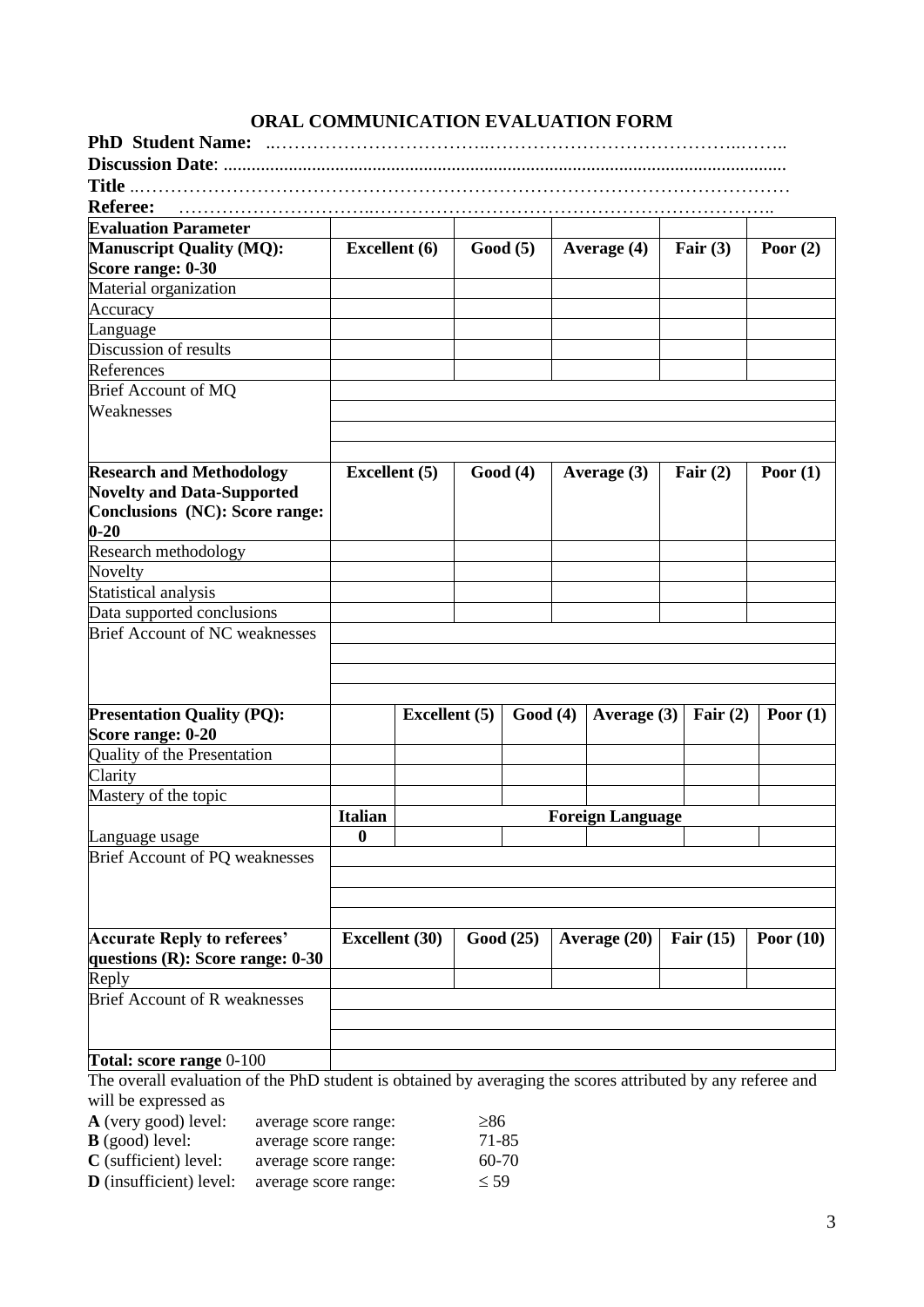# ORAL COMMUNICATION EVALUATION FORM

**PhD Student Name:** ..……………………………..…………………………………..……..
**Discussion Date**: ..........................................................................................................................
**Title** ..……………………………………………………………………………………………
**Referee:** …………………………..…………………………………………………………..

| **Evaluation Parameter** | | | | | | |
|---|---|---|---|---|---|---|
| **Manuscript Quality (MQ): Score range: 0-30** | **Excellent (6)** | | **Good (5)** | **Average (4)** | **Fair (3)** | **Poor (2)** |
| Material organization | | | | | | |
| Accuracy | | | | | | |
| Language | | | | | | |
| Discussion of results | | | | | | |
| References | | | | | | |
| Brief Account of MQ Weaknesses | | | | | | |
| **Research and Methodology Novelty and Data-Supported Conclusions (NC): Score range: 0-20** | **Excellent (5)** | | **Good (4)** | **Average (3)** | **Fair (2)** | **Poor (1)** |
| Research methodology | | | | | | |
| Novelty | | | | | | |
| Statistical analysis | | | | | | |
| Data supported conclusions | | | | | | |
| Brief Account of NC weaknesses | | | | | | |
| **Presentation Quality (PQ): Score range: 0-20** | | **Excellent (5)** | **Good (4)** | **Average (3)** | **Fair (2)** | **Poor (1)** |
| Quality of the Presentation | | | | | | |
| Clarity | | | | | | |
| Mastery of the topic | | | | | | |
| | **Italian** | **Foreign Language** | | | | |
| Language usage | **0** | | | | | |
| Brief Account of PQ weaknesses | | | | | | |
| **Accurate Reply to referees' questions (R): Score range: 0-30** | **Excellent (30)** | | **Good (25)** | **Average (20)** | **Fair (15)** | **Poor (10)** |
| Reply | | | | | | |
| Brief Account of R weaknesses | | | | | | |
| **Total: score range** 0-100 | | | | | | |

The overall evaluation of the PhD student is obtained by averaging the scores attributed by any referee and will be expressed as

| | | |
|---|---|---|
| **A** (very good) level: | average score range: | ≥86 |
| **B** (good) level: | average score range: | 71-85 |
| **C** (sufficient) level: | average score range: | 60-70 |
| **D** (insufficient) level: | average score range: | ≤ 59 |